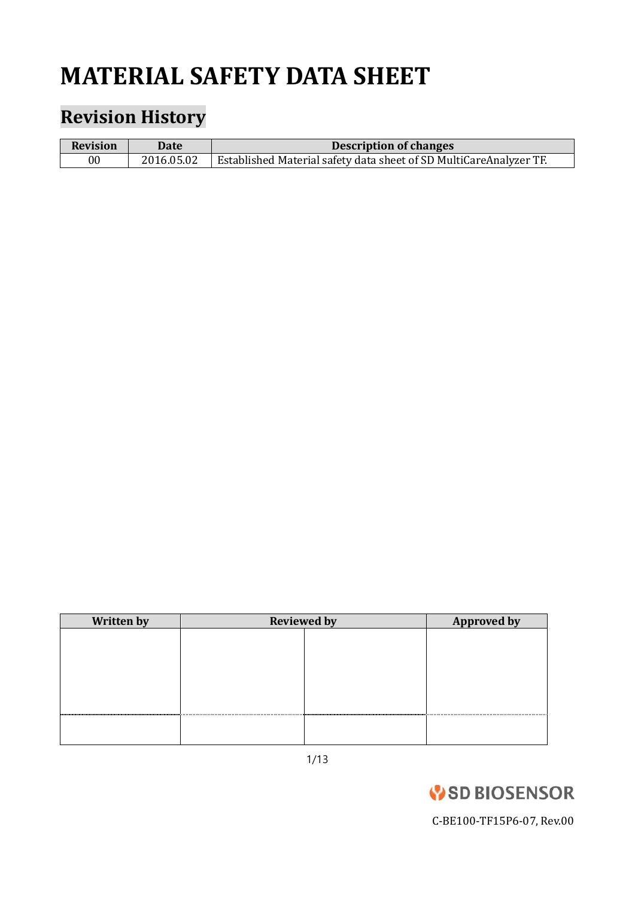# MATERIAL SAFETY DATA SHEET

## Revision History

| Revision | Date | Description of changes |
|---|---|---|
| 00 | 2016.05.02 | Established Material safety data sheet of SD MultiCareAnalyzer TF. |

| Written by | Reviewed by | | Approved by |
|---|---|---|---|
| | | | |
| | | | |

SD BIOSENSOR

C-BE100-TF15P6-07, Rev.00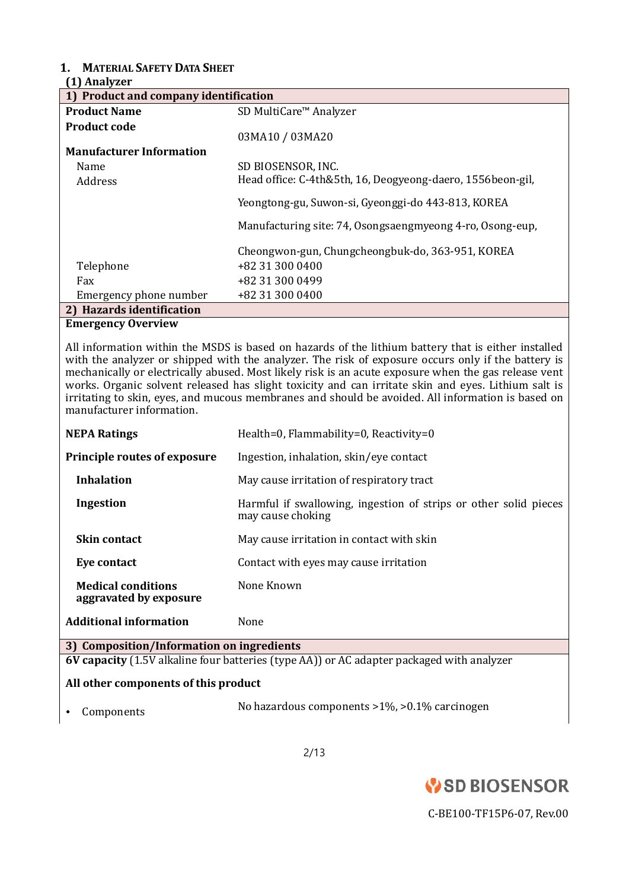# 1. MATERIAL SAFETY DATA SHEET

## (1) Analyzer

### 1) Product and company identification

| | |
|---|---|
| **Product Name** | SD MultiCare™ Analyzer |
| **Product code** | 03MA10 / 03MA20 |
| **Manufacturer Information** | |
| Name | SD BIOSENSOR, INC. |
| Address | Head office: C-4th&5th, 16, Deogyeong-daero, 1556beon-gil, Yeongtong-gu, Suwon-si, Gyeonggi-do 443-813, KOREA |
| | Manufacturing site: 74, Osongsaengmyeong 4-ro, Osong-eup, Cheongwon-gun, Chungcheongbuk-do, 363-951, KOREA |
| Telephone | +82 31 300 0400 |
| Fax | +82 31 300 0499 |
| Emergency phone number | +82 31 300 0400 |

### 2) Hazards identification

**Emergency Overview**

All information within the MSDS is based on hazards of the lithium battery that is either installed with the analyzer or shipped with the analyzer. The risk of exposure occurs only if the battery is mechanically or electrically abused. Most likely risk is an acute exposure when the gas release vent works. Organic solvent released has slight toxicity and can irritate skin and eyes. Lithium salt is irritating to skin, eyes, and mucous membranes and should be avoided. All information is based on manufacturer information.

| | |
|---|---|
| **NEPA Ratings** | Health=0, Flammability=0, Reactivity=0 |
| **Principle routes of exposure** | Ingestion, inhalation, skin/eye contact |
| **Inhalation** | May cause irritation of respiratory tract |
| **Ingestion** | Harmful if swallowing, ingestion of strips or other solid pieces may cause choking |
| **Skin contact** | May cause irritation in contact with skin |
| **Eye contact** | Contact with eyes may cause irritation |
| **Medical conditions aggravated by exposure** | None Known |
| **Additional information** | None |

### 3) Composition/Information on ingredients

**6V capacity** (1.5V alkaline four batteries (type AA)) or AC adapter packaged with analyzer

**All other components of this product**

- Components — No hazardous components >1%, >0.1% carcinogen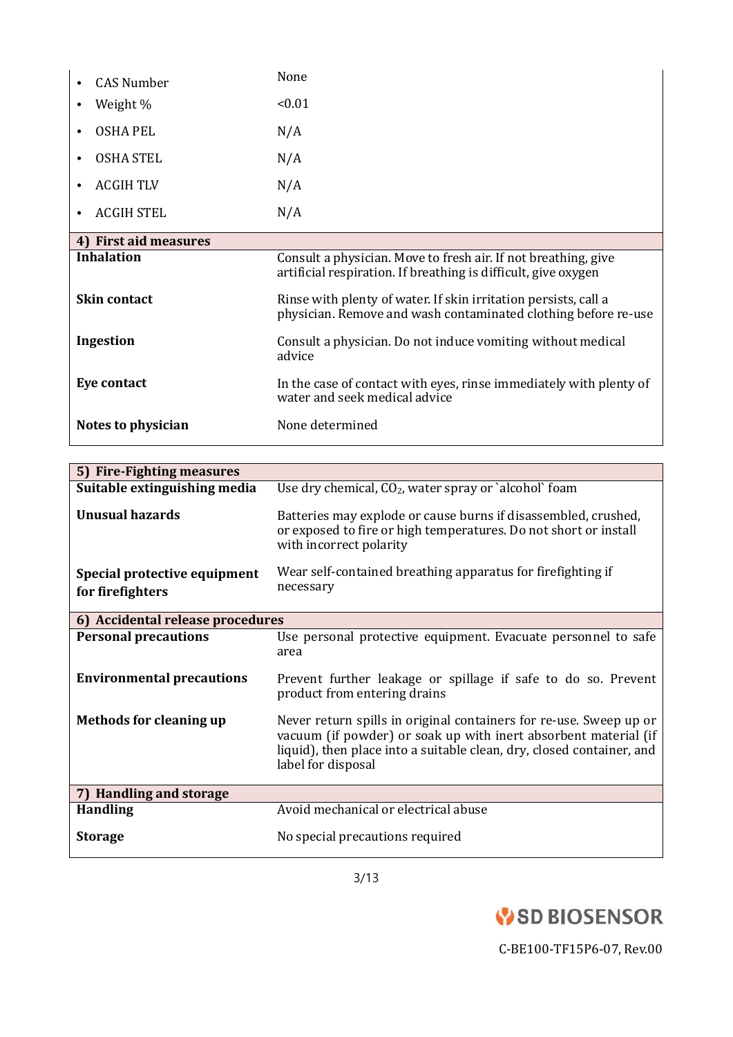- CAS Number: None
- Weight %: <0.01
- OSHA PEL: N/A
- OSHA STEL: N/A
- ACGIH TLV: N/A
- ACGIH STEL: N/A

| 4) First aid measures | |
|---|---|
| **Inhalation** | Consult a physician. Move to fresh air. If not breathing, give artificial respiration. If breathing is difficult, give oxygen |
| **Skin contact** | Rinse with plenty of water. If skin irritation persists, call a physician. Remove and wash contaminated clothing before re-use |
| **Ingestion** | Consult a physician. Do not induce vomiting without medical advice |
| **Eye contact** | In the case of contact with eyes, rinse immediately with plenty of water and seek medical advice |
| **Notes to physician** | None determined |

| 5) Fire-Fighting measures | |
|---|---|
| **Suitable extinguishing media** | Use dry chemical, $CO_2$, water spray or `alcohol` foam |
| **Unusual hazards** | Batteries may explode or cause burns if disassembled, crushed, or exposed to fire or high temperatures. Do not short or install with incorrect polarity |
| **Special protective equipment for firefighters** | Wear self-contained breathing apparatus for firefighting if necessary |

| 6) Accidental release procedures | |
|---|---|
| **Personal precautions** | Use personal protective equipment. Evacuate personnel to safe area |
| **Environmental precautions** | Prevent further leakage or spillage if safe to do so. Prevent product from entering drains |
| **Methods for cleaning up** | Never return spills in original containers for re-use. Sweep up or vacuum (if powder) or soak up with inert absorbent material (if liquid), then place into a suitable clean, dry, closed container, and label for disposal |

| 7) Handling and storage | |
|---|---|
| **Handling** | Avoid mechanical or electrical abuse |
| **Storage** | No special precautions required |

SD BIOSENSOR

C-BE100-TF15P6-07, Rev.00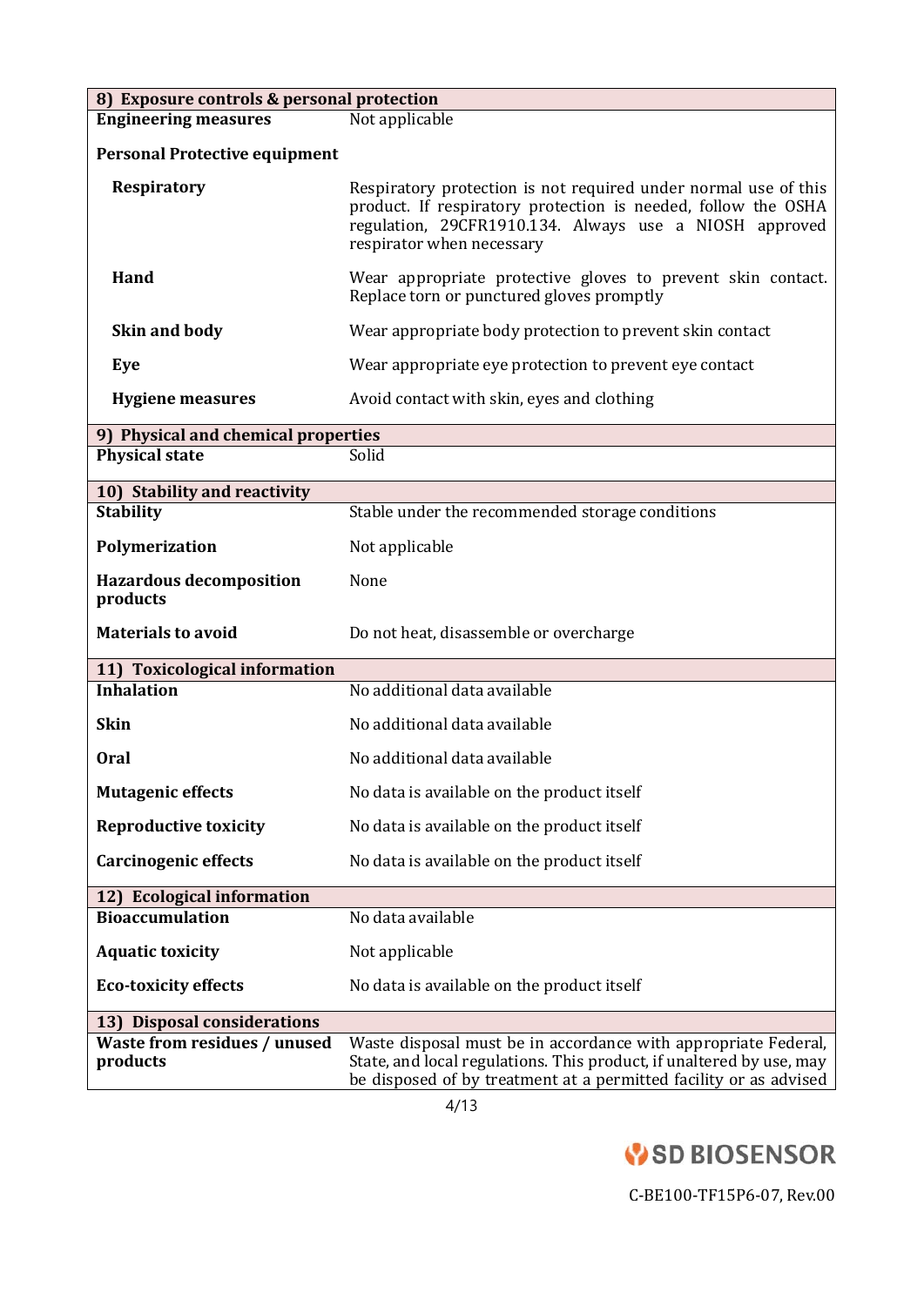## 8) Exposure controls & personal protection

| | |
|---|---|
| **Engineering measures** | Not applicable |
| **Personal Protective equipment** | |
| **Respiratory** | Respiratory protection is not required under normal use of this product. If respiratory protection is needed, follow the OSHA regulation, 29CFR1910.134. Always use a NIOSH approved respirator when necessary |
| **Hand** | Wear appropriate protective gloves to prevent skin contact. Replace torn or punctured gloves promptly |
| **Skin and body** | Wear appropriate body protection to prevent skin contact |
| **Eye** | Wear appropriate eye protection to prevent eye contact |
| **Hygiene measures** | Avoid contact with skin, eyes and clothing |

## 9) Physical and chemical properties

| | |
|---|---|
| **Physical state** | Solid |

## 10) Stability and reactivity

| | |
|---|---|
| **Stability** | Stable under the recommended storage conditions |
| **Polymerization** | Not applicable |
| **Hazardous decomposition products** | None |
| **Materials to avoid** | Do not heat, disassemble or overcharge |

## 11) Toxicological information

| | |
|---|---|
| **Inhalation** | No additional data available |
| **Skin** | No additional data available |
| **Oral** | No additional data available |
| **Mutagenic effects** | No data is available on the product itself |
| **Reproductive toxicity** | No data is available on the product itself |
| **Carcinogenic effects** | No data is available on the product itself |

## 12) Ecological information

| | |
|---|---|
| **Bioaccumulation** | No data available |
| **Aquatic toxicity** | Not applicable |
| **Eco-toxicity effects** | No data is available on the product itself |

## 13) Disposal considerations

| | |
|---|---|
| **Waste from residues / unused products** | Waste disposal must be in accordance with appropriate Federal, State, and local regulations. This product, if unaltered by use, may be disposed of by treatment at a permitted facility or as advised |

C-BE100-TF15P6-07, Rev.00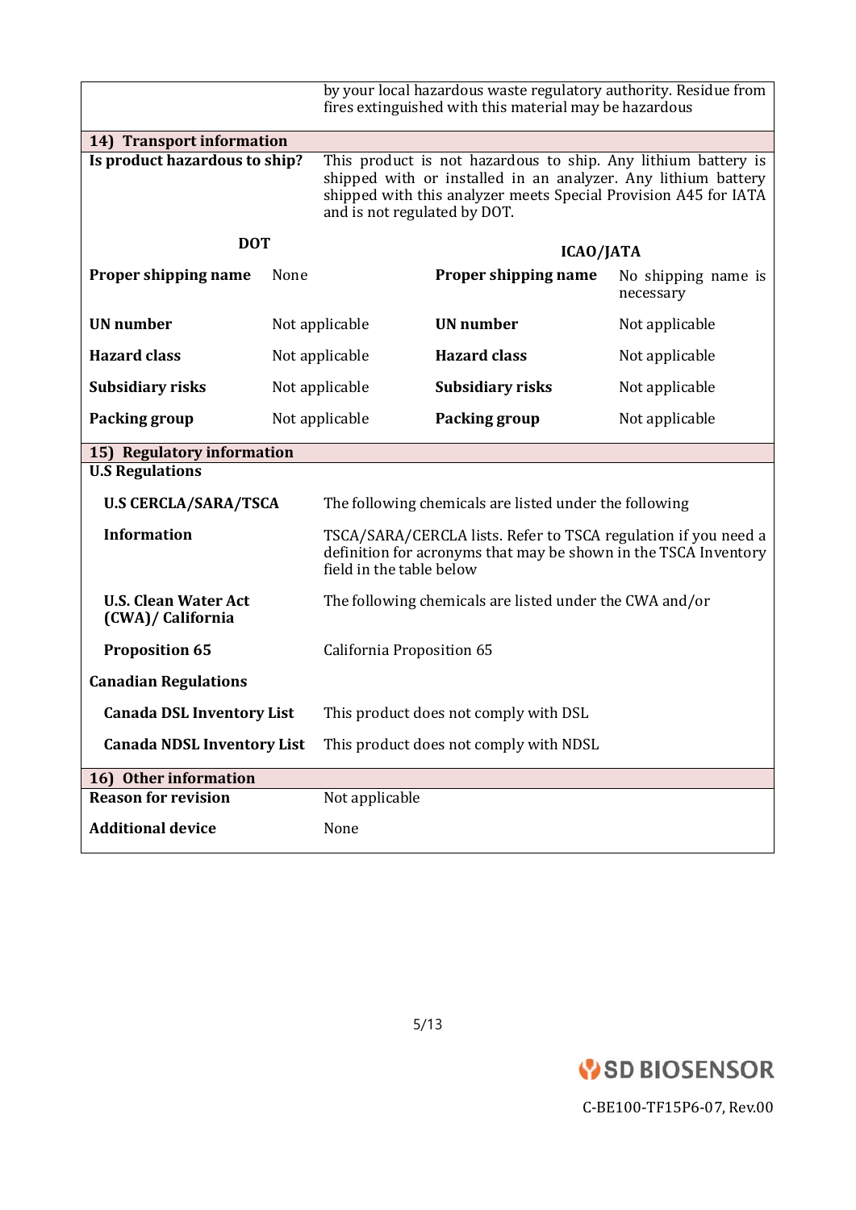| | by your local hazardous waste regulatory authority. Residue from fires extinguished with this material may be hazardous |
|---|---|

## 14) Transport information

| Is product hazardous to ship? | This product is not hazardous to ship. Any lithium battery is shipped with or installed in an analyzer. Any lithium battery shipped with this analyzer meets Special Provision A45 for IATA and is not regulated by DOT. |
|---|---|

| DOT | | ICAO/JATA | |
|---|---|---|---|
| **Proper shipping name** | None | **Proper shipping name** | No shipping name is necessary |
| **UN number** | Not applicable | **UN number** | Not applicable |
| **Hazard class** | Not applicable | **Hazard class** | Not applicable |
| **Subsidiary risks** | Not applicable | **Subsidiary risks** | Not applicable |
| **Packing group** | Not applicable | **Packing group** | Not applicable |

## 15) Regulatory information

**U.S Regulations**

| | |
|---|---|
| **U.S CERCLA/SARA/TSCA** | The following chemicals are listed under the following |
| **Information** | TSCA/SARA/CERCLA lists. Refer to TSCA regulation if you need a definition for acronyms that may be shown in the TSCA Inventory field in the table below |
| **U.S. Clean Water Act (CWA)/ California** | The following chemicals are listed under the CWA and/or |
| **Proposition 65** | California Proposition 65 |

**Canadian Regulations**

| | |
|---|---|
| **Canada DSL Inventory List** | This product does not comply with DSL |
| **Canada NDSL Inventory List** | This product does not comply with NDSL |

## 16) Other information

| | |
|---|---|
| **Reason for revision** | Not applicable |
| **Additional device** | None |

SD BIOSENSOR

C-BE100-TF15P6-07, Rev.00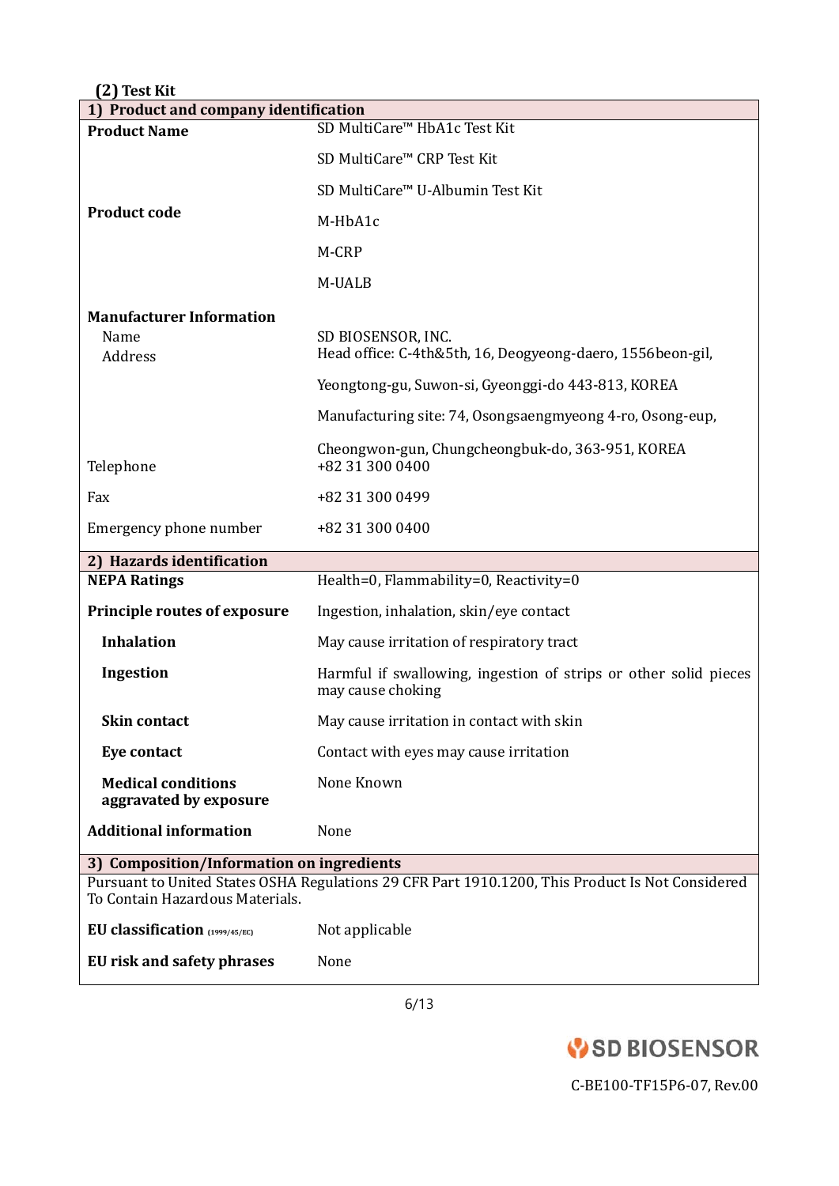**(2) Test Kit**

| 1) Product and company identification | |
|---|---|
| **Product Name** | SD MultiCare™ HbA1c Test Kit |
| | SD MultiCare™ CRP Test Kit |
| | SD MultiCare™ U-Albumin Test Kit |
| **Product code** | M-HbA1c |
| | M-CRP |
| | M-UALB |
| **Manufacturer Information** | |
| Name | SD BIOSENSOR, INC. |
| Address | Head office: C-4th&5th, 16, Deogyeong-daero, 1556beon-gil, |
| | Yeongtong-gu, Suwon-si, Gyeonggi-do 443-813, KOREA |
| | Manufacturing site: 74, Osongsaengmyeong 4-ro, Osong-eup, |
| | Cheongwon-gun, Chungcheongbuk-do, 363-951, KOREA |
| Telephone | +82 31 300 0400 |
| Fax | +82 31 300 0499 |
| Emergency phone number | +82 31 300 0400 |

| 2) Hazards identification | |
|---|---|
| **NEPA Ratings** | Health=0, Flammability=0, Reactivity=0 |
| **Principle routes of exposure** | Ingestion, inhalation, skin/eye contact |
| **Inhalation** | May cause irritation of respiratory tract |
| **Ingestion** | Harmful if swallowing, ingestion of strips or other solid pieces may cause choking |
| **Skin contact** | May cause irritation in contact with skin |
| **Eye contact** | Contact with eyes may cause irritation |
| **Medical conditions aggravated by exposure** | None Known |
| **Additional information** | None |

**3) Composition/Information on ingredients**

Pursuant to United States OSHA Regulations 29 CFR Part 1910.1200, This Product Is Not Considered To Contain Hazardous Materials.

| | |
|---|---|
| **EU classification** (1999/45/EC) | Not applicable |
| **EU risk and safety phrases** | None |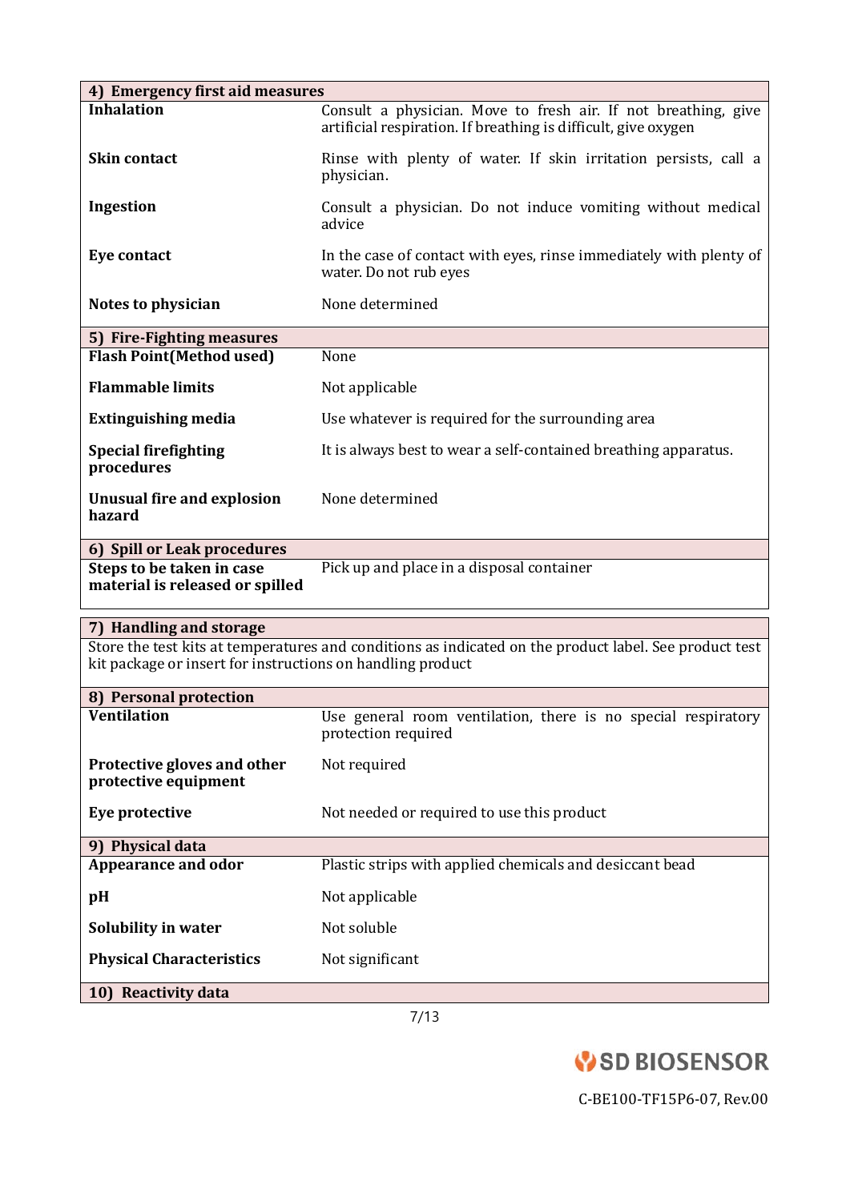| 4) Emergency first aid measures | |
|---|---|
| **Inhalation** | Consult a physician. Move to fresh air. If not breathing, give artificial respiration. If breathing is difficult, give oxygen |
| **Skin contact** | Rinse with plenty of water. If skin irritation persists, call a physician. |
| **Ingestion** | Consult a physician. Do not induce vomiting without medical advice |
| **Eye contact** | In the case of contact with eyes, rinse immediately with plenty of water. Do not rub eyes |
| **Notes to physician** | None determined |

| 5) Fire-Fighting measures | |
|---|---|
| **Flash Point(Method used)** | None |
| **Flammable limits** | Not applicable |
| **Extinguishing media** | Use whatever is required for the surrounding area |
| **Special firefighting procedures** | It is always best to wear a self-contained breathing apparatus. |
| **Unusual fire and explosion hazard** | None determined |

| 6) Spill or Leak procedures | |
|---|---|
| **Steps to be taken in case material is released or spilled** | Pick up and place in a disposal container |

| 7) Handling and storage |
|---|
| Store the test kits at temperatures and conditions as indicated on the product label. See product test kit package or insert for instructions on handling product |

| 8) Personal protection | |
|---|---|
| **Ventilation** | Use general room ventilation, there is no special respiratory protection required |
| **Protective gloves and other protective equipment** | Not required |
| **Eye protective** | Not needed or required to use this product |

| 9) Physical data | |
|---|---|
| **Appearance and odor** | Plastic strips with applied chemicals and desiccant bead |
| **pH** | Not applicable |
| **Solubility in water** | Not soluble |
| **Physical Characteristics** | Not significant |

| 10) Reactivity data |
|---|

SD BIOSENSOR

C-BE100-TF15P6-07, Rev.00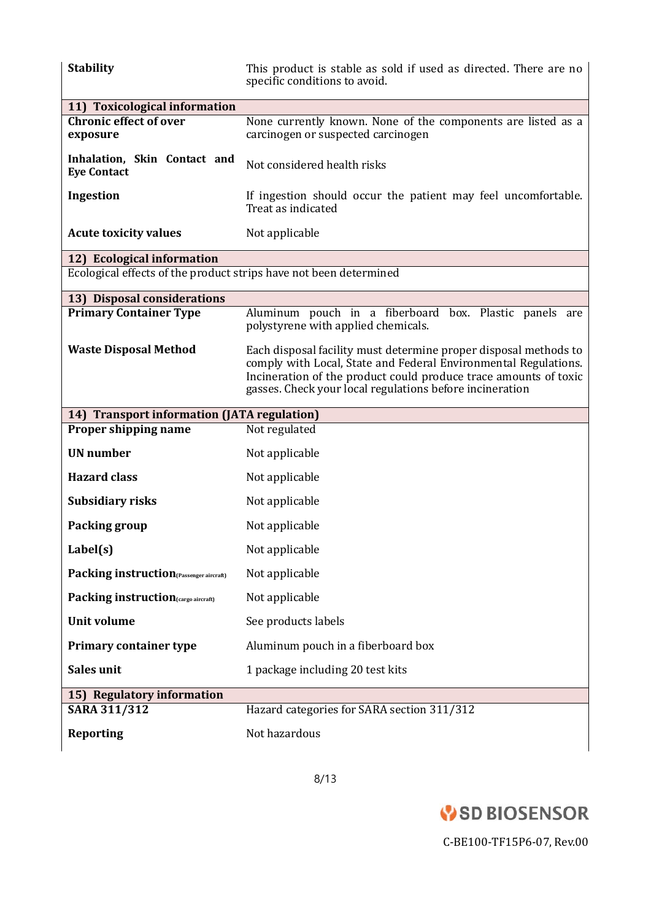| | |
|---|---|
| **Stability** | This product is stable as sold if used as directed. There are no specific conditions to avoid. |

| **11) Toxicological information** | |
|---|---|
| **Chronic effect of over exposure** | None currently known. None of the components are listed as a carcinogen or suspected carcinogen |
| **Inhalation, Skin Contact and Eye Contact** | Not considered health risks |
| **Ingestion** | If ingestion should occur the patient may feel uncomfortable. Treat as indicated |
| **Acute toxicity values** | Not applicable |

**12) Ecological information**

Ecological effects of the product strips have not been determined

| **13) Disposal considerations** | |
|---|---|
| **Primary Container Type** | Aluminum pouch in a fiberboard box. Plastic panels are polystyrene with applied chemicals. |
| **Waste Disposal Method** | Each disposal facility must determine proper disposal methods to comply with Local, State and Federal Environmental Regulations. Incineration of the product could produce trace amounts of toxic gasses. Check your local regulations before incineration |

| **14) Transport information (JATA regulation)** | |
|---|---|
| **Proper shipping name** | Not regulated |
| **UN number** | Not applicable |
| **Hazard class** | Not applicable |
| **Subsidiary risks** | Not applicable |
| **Packing group** | Not applicable |
| **Label(s)** | Not applicable |
| **Packing instruction**(Passenger aircraft) | Not applicable |
| **Packing instruction**(cargo aircraft) | Not applicable |
| **Unit volume** | See products labels |
| **Primary container type** | Aluminum pouch in a fiberboard box |
| **Sales unit** | 1 package including 20 test kits |

| **15) Regulatory information** | |
|---|---|
| **SARA 311/312** | Hazard categories for SARA section 311/312 |
| **Reporting** | Not hazardous |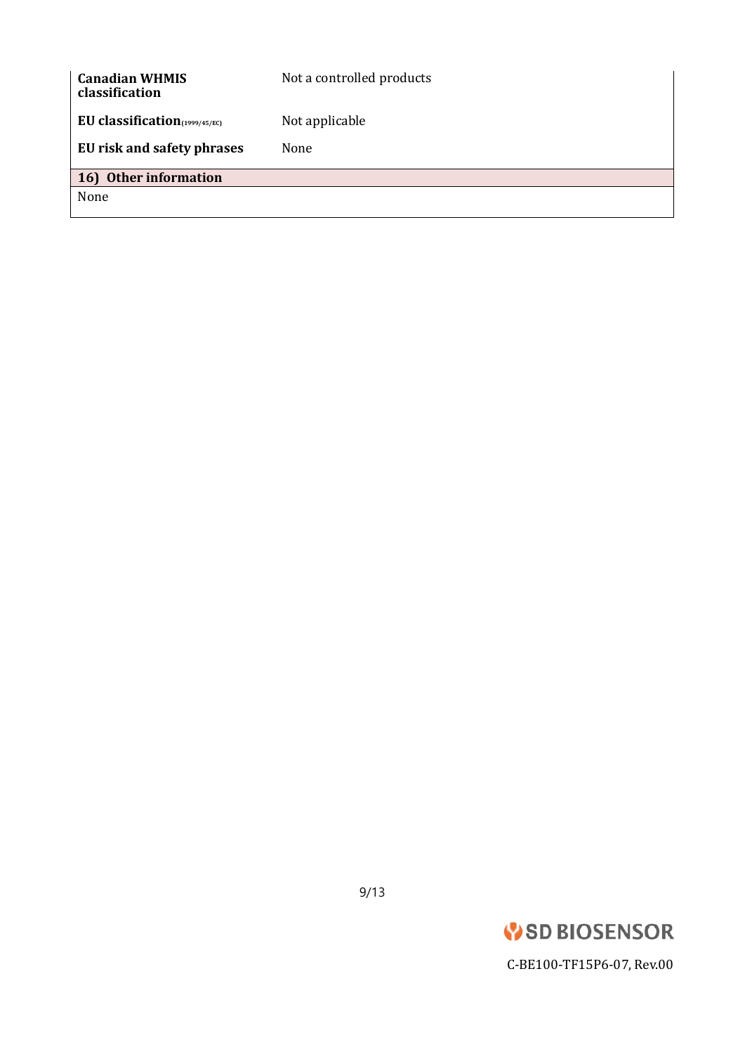| | |
|---|---|
| **Canadian WHMIS classification** | Not a controlled products |
| **EU classification**(1999/45/EC) | Not applicable |
| **EU risk and safety phrases** | None |

## 16) Other information

None

SD BIOSENSOR

C-BE100-TF15P6-07, Rev.00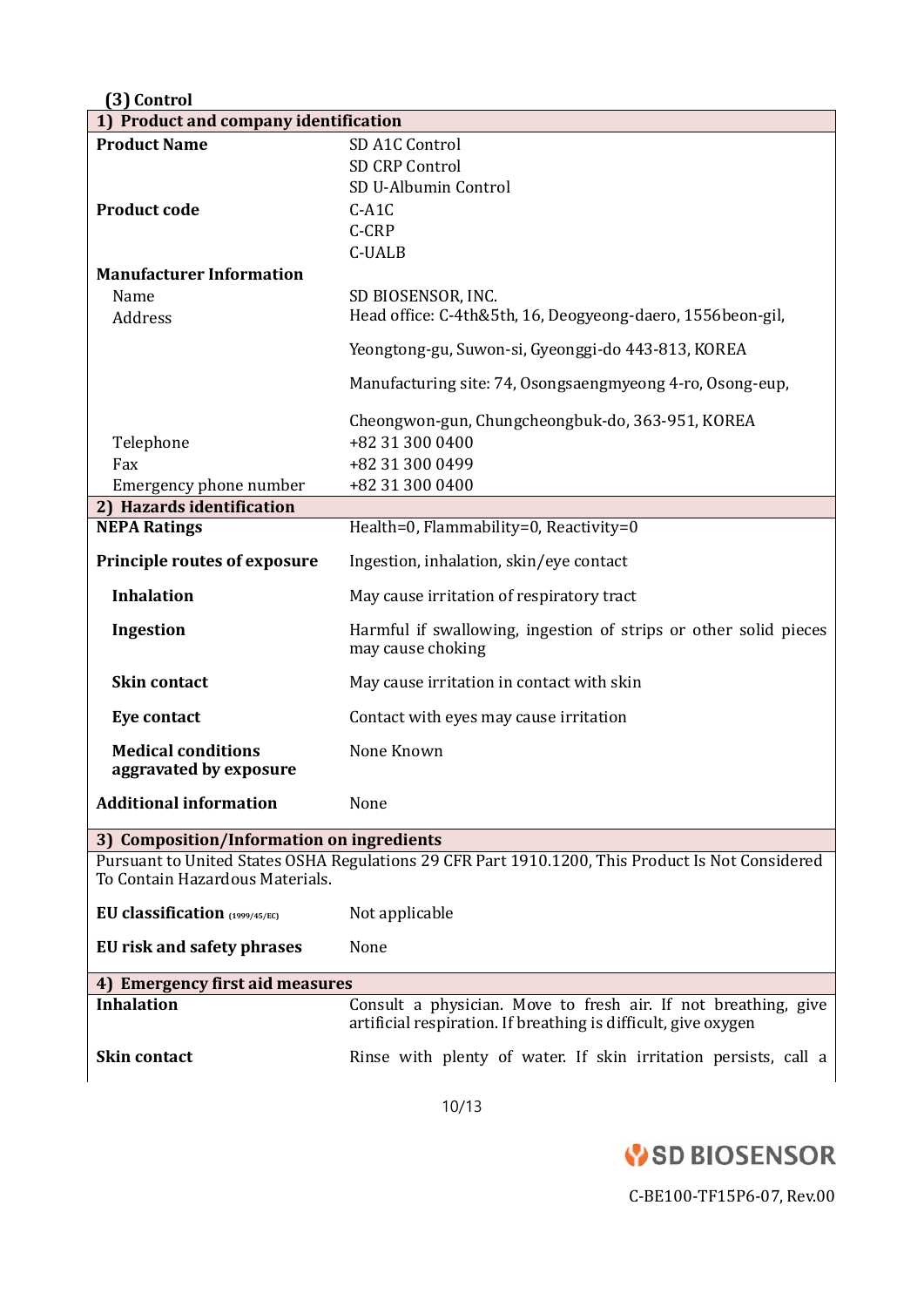### (3) Control

| 1) Product and company identification | |
|---|---|
| **Product Name** | SD A1C Control<br>SD CRP Control<br>SD U-Albumin Control |
| **Product code** | C-A1C<br>C-CRP<br>C-UALB |
| **Manufacturer Information** | |
| Name | SD BIOSENSOR, INC. |
| Address | Head office: C-4th&5th, 16, Deogyeong-daero, 1556beon-gil,<br>Yeongtong-gu, Suwon-si, Gyeonggi-do 443-813, KOREA<br>Manufacturing site: 74, Osongsaengmyeong 4-ro, Osong-eup,<br>Cheongwon-gun, Chungcheongbuk-do, 363-951, KOREA |
| Telephone | +82 31 300 0400 |
| Fax | +82 31 300 0499 |
| Emergency phone number | +82 31 300 0400 |
| **2) Hazards identification** | |
| **NEPA Ratings** | Health=0, Flammability=0, Reactivity=0 |
| **Principle routes of exposure** | Ingestion, inhalation, skin/eye contact |
| **Inhalation** | May cause irritation of respiratory tract |
| **Ingestion** | Harmful if swallowing, ingestion of strips or other solid pieces may cause choking |
| **Skin contact** | May cause irritation in contact with skin |
| **Eye contact** | Contact with eyes may cause irritation |
| **Medical conditions aggravated by exposure** | None Known |
| **Additional information** | None |
| **3) Composition/Information on ingredients** | |
| Pursuant to United States OSHA Regulations 29 CFR Part 1910.1200, This Product Is Not Considered To Contain Hazardous Materials. | |
| **EU classification** (1999/45/EC) | Not applicable |
| **EU risk and safety phrases** | None |
| **4) Emergency first aid measures** | |
| **Inhalation** | Consult a physician. Move to fresh air. If not breathing, give artificial respiration. If breathing is difficult, give oxygen |
| **Skin contact** | Rinse with plenty of water. If skin irritation persists, call a |

C-BE100-TF15P6-07, Rev.00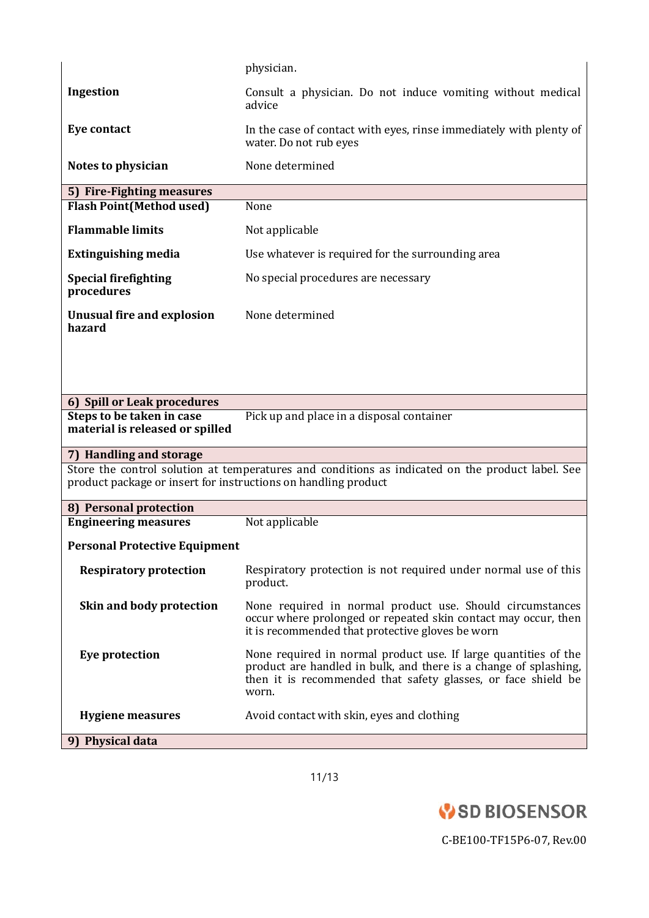| | |
|---|---|
| | physician. |
| **Ingestion** | Consult a physician. Do not induce vomiting without medical advice |
| **Eye contact** | In the case of contact with eyes, rinse immediately with plenty of water. Do not rub eyes |
| **Notes to physician** | None determined |

| **5) Fire-Fighting measures** | |
|---|---|
| **Flash Point(Method used)** | None |
| **Flammable limits** | Not applicable |
| **Extinguishing media** | Use whatever is required for the surrounding area |
| **Special firefighting procedures** | No special procedures are necessary |
| **Unusual fire and explosion hazard** | None determined |

| **6) Spill or Leak procedures** | |
|---|---|
| **Steps to be taken in case material is released or spilled** | Pick up and place in a disposal container |

**7) Handling and storage**

Store the control solution at temperatures and conditions as indicated on the product label. See product package or insert for instructions on handling product

| **8) Personal protection** | |
|---|---|
| **Engineering measures** | Not applicable |
| **Personal Protective Equipment** | |
| **Respiratory protection** | Respiratory protection is not required under normal use of this product. |
| **Skin and body protection** | None required in normal product use. Should circumstances occur where prolonged or repeated skin contact may occur, then it is recommended that protective gloves be worn |
| **Eye protection** | None required in normal product use. If large quantities of the product are handled in bulk, and there is a change of splashing, then it is recommended that safety glasses, or face shield be worn. |
| **Hygiene measures** | Avoid contact with skin, eyes and clothing |

**9) Physical data**

C-BE100-TF15P6-07, Rev.00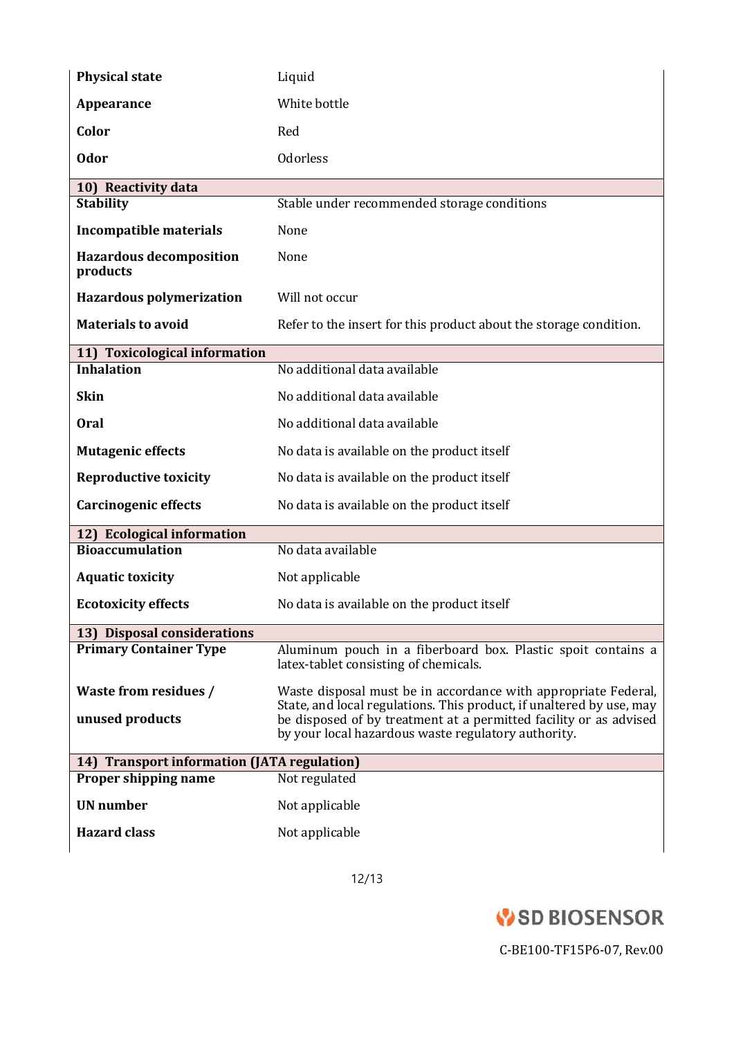| | |
|---|---|
| **Physical state** | Liquid |
| **Appearance** | White bottle |
| **Color** | Red |
| **Odor** | Odorless |

| **10) Reactivity data** | |
|---|---|
| **Stability** | Stable under recommended storage conditions |
| **Incompatible materials** | None |
| **Hazardous decomposition products** | None |
| **Hazardous polymerization** | Will not occur |
| **Materials to avoid** | Refer to the insert for this product about the storage condition. |

| **11) Toxicological information** | |
|---|---|
| **Inhalation** | No additional data available |
| **Skin** | No additional data available |
| **Oral** | No additional data available |
| **Mutagenic effects** | No data is available on the product itself |
| **Reproductive toxicity** | No data is available on the product itself |
| **Carcinogenic effects** | No data is available on the product itself |

| **12) Ecological information** | |
|---|---|
| **Bioaccumulation** | No data available |
| **Aquatic toxicity** | Not applicable |
| **Ecotoxicity effects** | No data is available on the product itself |

| **13) Disposal considerations** | |
|---|---|
| **Primary Container Type** | Aluminum pouch in a fiberboard box. Plastic spoit contains a latex-tablet consisting of chemicals. |
| **Waste from residues / unused products** | Waste disposal must be in accordance with appropriate Federal, State, and local regulations. This product, if unaltered by use, may be disposed of by treatment at a permitted facility or as advised by your local hazardous waste regulatory authority. |

| **14) Transport information (JATA regulation)** | |
|---|---|
| **Proper shipping name** | Not regulated |
| **UN number** | Not applicable |
| **Hazard class** | Not applicable |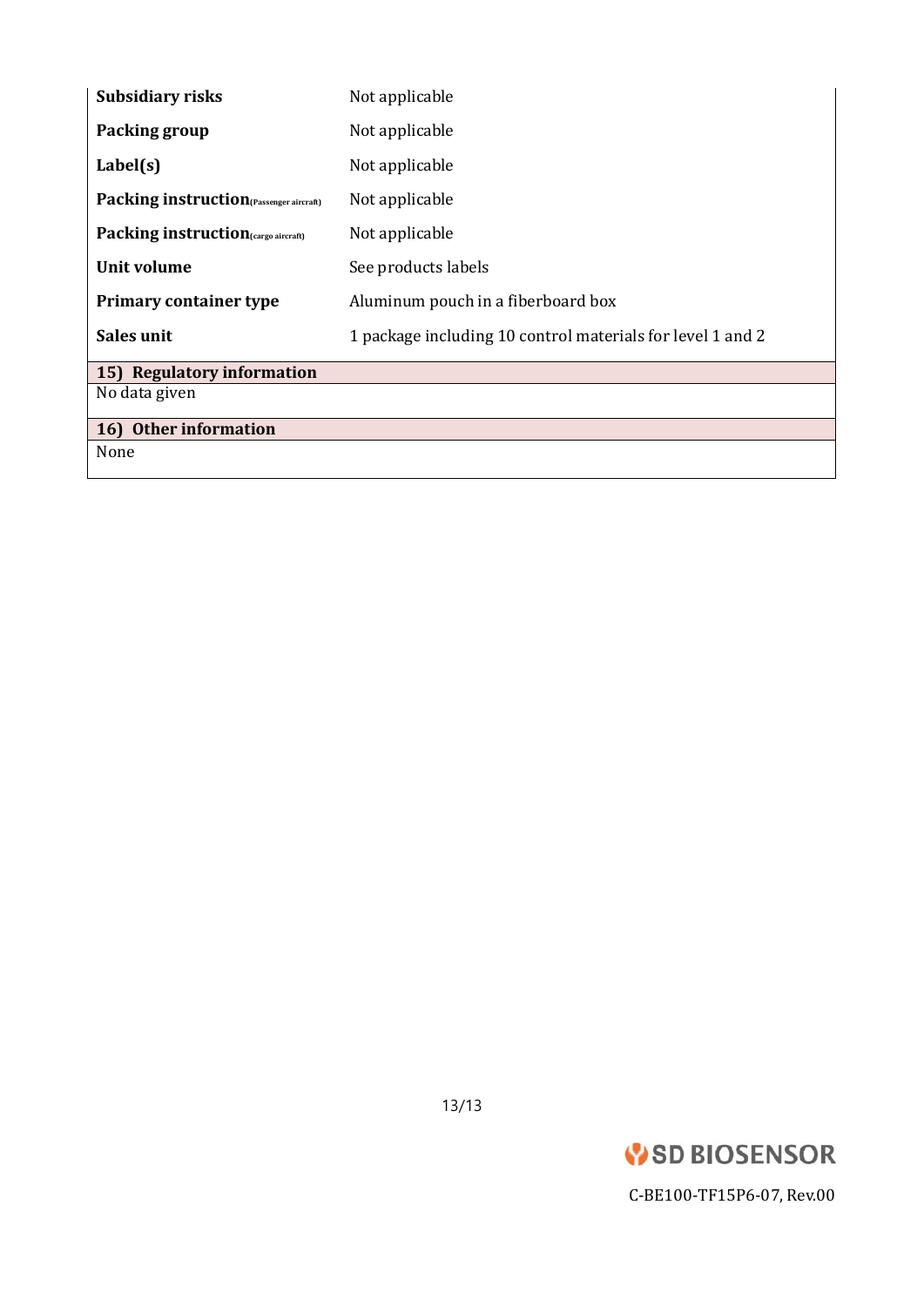| | |
|---|---|
| **Subsidiary risks** | Not applicable |
| **Packing group** | Not applicable |
| **Label(s)** | Not applicable |
| **Packing instruction** (Passenger aircraft) | Not applicable |
| **Packing instruction** (cargo aircraft) | Not applicable |
| **Unit volume** | See products labels |
| **Primary container type** | Aluminum pouch in a fiberboard box |
| **Sales unit** | 1 package including 10 control materials for level 1 and 2 |

## 15) Regulatory information

No data given

## 16) Other information

None